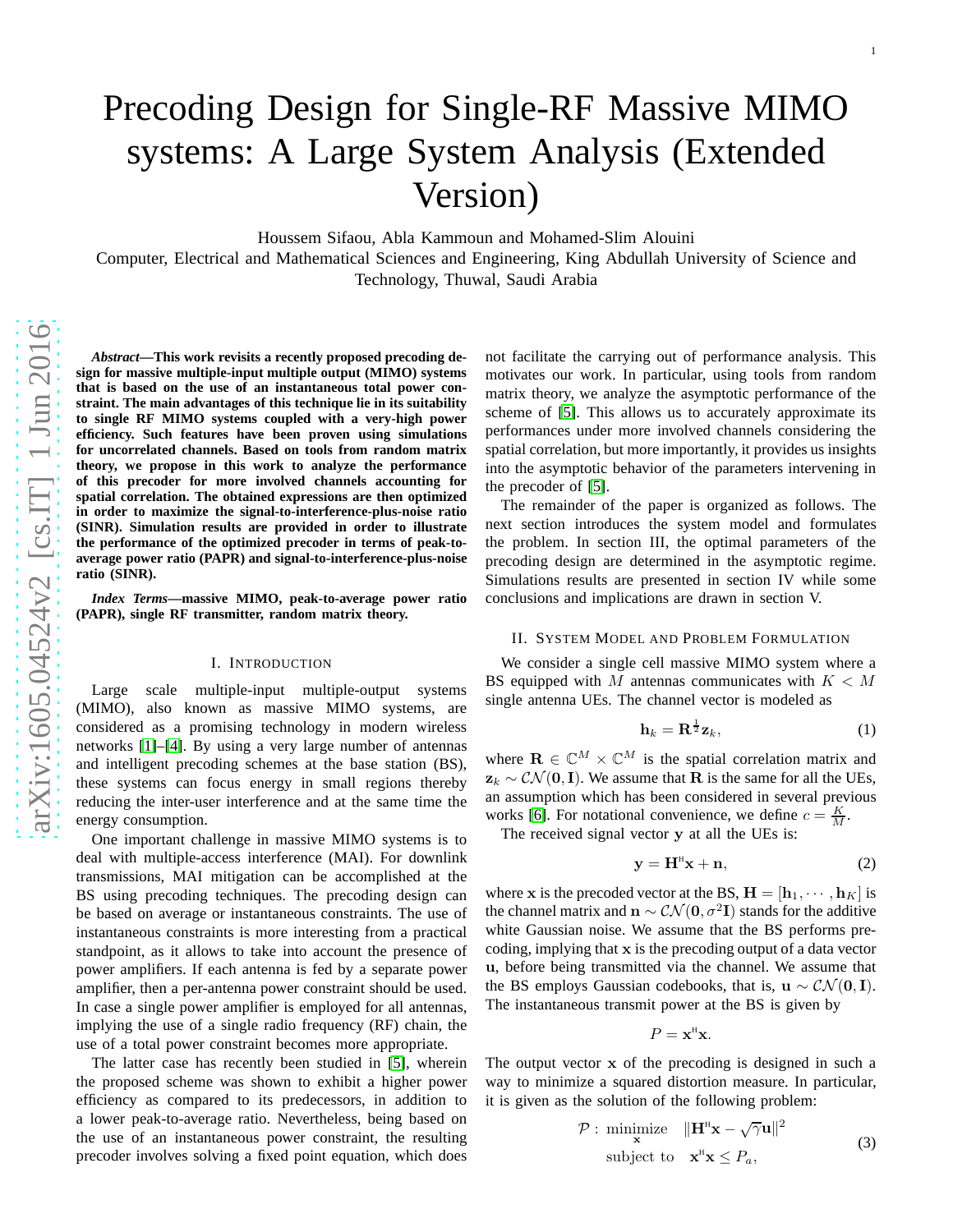# Precoding Design for Single-RF Massive MIMO systems: A Large System Analysis (Extended Version)

Houssem Sifaou, Abla Kammoun and Mohamed-Slim Alouini

Computer, Electrical and Mathematical Sciences and Engineering, King Abdullah University of Science and Technology, Thuwal, Saudi Arabia

***Abstract*—This work revisits a recently proposed precoding design for massive multiple-input multiple output (MIMO) systems that is based on the use of an instantaneous total power constraint. The main advantages of this technique lie in its suitability to single RF MIMO systems coupled with a very-high power efficiency. Such features have been proven using simulations for uncorrelated channels. Based on tools from random matrix theory, we propose in this work to analyze the performance of this precoder for more involved channels accounting for spatial correlation. The obtained expressions are then optimized in order to maximize the signal-to-interference-plus-noise ratio (SINR). Simulation results are provided in order to illustrate the performance of the optimized precoder in terms of peak-to-average power ratio (PAPR) and signal-to-interference-plus-noise ratio (SINR).**

***Index Terms*—massive MIMO, peak-to-average power ratio (PAPR), single RF transmitter, random matrix theory.**

## I. Introduction

Large scale multiple-input multiple-output systems (MIMO), also known as massive MIMO systems, are considered as a promising technology in modern wireless networks [1]–[4]. By using a very large number of antennas and intelligent precoding schemes at the base station (BS), these systems can focus energy in small regions thereby reducing the inter-user interference and at the same time the energy consumption.

One important challenge in massive MIMO systems is to deal with multiple-access interference (MAI). For downlink transmissions, MAI mitigation can be accomplished at the BS using precoding techniques. The precoding design can be based on average or instantaneous constraints. The use of instantaneous constraints is more interesting from a practical standpoint, as it allows to take into account the presence of power amplifiers. If each antenna is fed by a separate power amplifier, then a per-antenna power constraint should be used. In case a single power amplifier is employed for all antennas, implying the use of a single radio frequency (RF) chain, the use of a total power constraint becomes more appropriate.

The latter case has recently been studied in [5], wherein the proposed scheme was shown to exhibit a higher power efficiency as compared to its predecessors, in addition to a lower peak-to-average ratio. Nevertheless, being based on the use of an instantaneous power constraint, the resulting precoder involves solving a fixed point equation, which does not facilitate the carrying out of performance analysis. This motivates our work. In particular, using tools from random matrix theory, we analyze the asymptotic performance of the scheme of [5]. This allows us to accurately approximate its performances under more involved channels considering the spatial correlation, but more importantly, it provides us insights into the asymptotic behavior of the parameters intervening in the precoder of [5].

The remainder of the paper is organized as follows. The next section introduces the system model and formulates the problem. In section III, the optimal parameters of the precoding design are determined in the asymptotic regime. Simulations results are presented in section IV while some conclusions and implications are drawn in section V.

## II. System Model and Problem Formulation

We consider a single cell massive MIMO system where a BS equipped with $M$ antennas communicates with $K < M$ single antenna UEs. The channel vector is modeled as

$$\mathbf{h}_k = \mathbf{R}^{\frac{1}{2}}\mathbf{z}_k, \tag{1}$$

where $\mathbf{R} \in \mathbb{C}^M \times \mathbb{C}^M$ is the spatial correlation matrix and $\mathbf{z}_k \sim \mathcal{CN}(\mathbf{0}, \mathbf{I})$. We assume that $\mathbf{R}$ is the same for all the UEs, an assumption which has been considered in several previous works [6]. For notational convenience, we define $c = \frac{K}{M}$.

The received signal vector $\mathbf{y}$ at all the UEs is:

$$\mathbf{y} = \mathbf{H}^{\mathrm{H}}\mathbf{x} + \mathbf{n}, \tag{2}$$

where $\mathbf{x}$ is the precoded vector at the BS, $\mathbf{H} = [\mathbf{h}_1, \cdots, \mathbf{h}_K]$ is the channel matrix and $\mathbf{n} \sim \mathcal{CN}(\mathbf{0}, \sigma^2\mathbf{I})$ stands for the additive white Gaussian noise. We assume that the BS performs precoding, implying that $\mathbf{x}$ is the precoding output of a data vector $\mathbf{u}$, before being transmitted via the channel. We assume that the BS employs Gaussian codebooks, that is, $\mathbf{u} \sim \mathcal{CN}(\mathbf{0}, \mathbf{I})$. The instantaneous transmit power at the BS is given by

$$P = \mathbf{x}^{\mathrm{H}}\mathbf{x}.$$

The output vector $\mathbf{x}$ of the precoding is designed in such a way to minimize a squared distortion measure. In particular, it is given as the solution of the following problem:

$$\begin{aligned} \mathcal{P}: \ \underset{\mathbf{x}}{\text{minimize}} \quad & \|\mathbf{H}^{\mathrm{H}}\mathbf{x} - \sqrt{\gamma}\mathbf{u}\|^2 \\ \text{subject to} \quad & \mathbf{x}^{\mathrm{H}}\mathbf{x} \leq P_a, \end{aligned} \tag{3}$$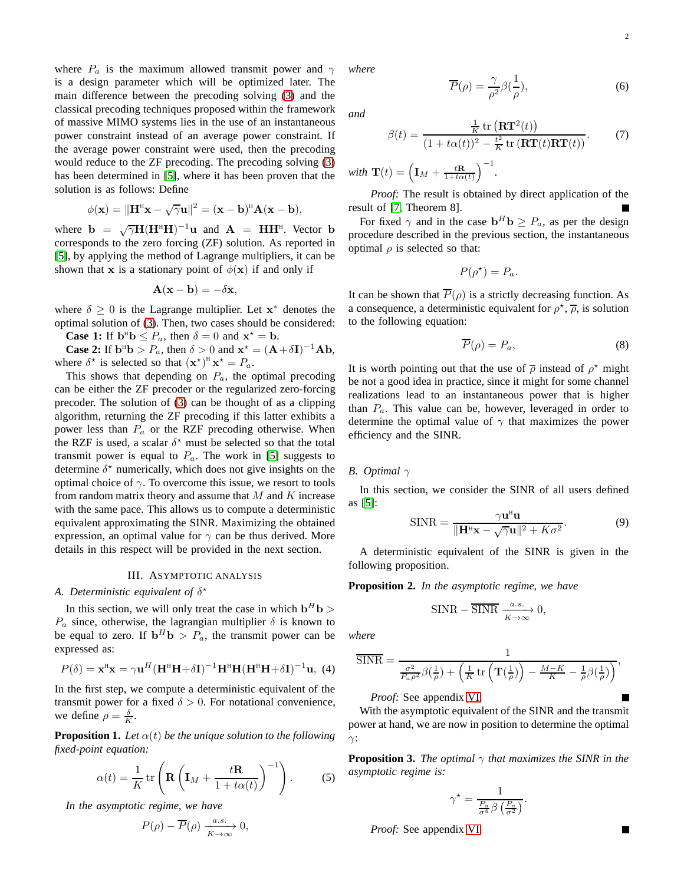where $P_a$ is the maximum allowed transmit power and $\gamma$ is a design parameter which will be optimized later. The main difference between the precoding solving (3) and the classical precoding techniques proposed within the framework of massive MIMO systems lies in the use of an instantaneous power constraint instead of an average power constraint. If the average power constraint were used, then the precoding would reduce to the ZF precoding. The precoding solving (3) has been determined in [5], where it has been proven that the solution is as follows: Define

$$\phi(\mathbf{x}) = \|\mathbf{H}^{\text{H}}\mathbf{x} - \sqrt{\gamma}\mathbf{u}\|^2 = (\mathbf{x} - \mathbf{b})^{\text{H}}\mathbf{A}(\mathbf{x} - \mathbf{b}),$$

where $\mathbf{b} = \sqrt{\gamma}\mathbf{H}(\mathbf{H}^{\text{H}}\mathbf{H})^{-1}\mathbf{u}$ and $\mathbf{A} = \mathbf{H}\mathbf{H}^{\text{H}}$. Vector $\mathbf{b}$ corresponds to the zero forcing (ZF) solution. As reported in [5], by applying the method of Lagrange multipliers, it can be shown that $\mathbf{x}$ is a stationary point of $\phi(\mathbf{x})$ if and only if

$$\mathbf{A}(\mathbf{x} - \mathbf{b}) = -\delta\mathbf{x},$$

where $\delta \geq 0$ is the Lagrange multiplier. Let $\mathbf{x}^*$ denotes the optimal solution of (3). Then, two cases should be considered:

**Case 1:** If $\mathbf{b}^{\text{H}}\mathbf{b} \leq P_a$, then $\delta = 0$ and $\mathbf{x}^\star = \mathbf{b}$.

**Case 2:** If $\mathbf{b}^{\text{H}}\mathbf{b} > P_a$, then $\delta > 0$ and $\mathbf{x}^\star = (\mathbf{A} + \delta\mathbf{I})^{-1}\mathbf{A}\mathbf{b}$, where $\delta^\star$ is selected so that $(\mathbf{x}^\star)^{\text{H}}\mathbf{x}^\star = P_a$.

This shows that depending on $P_a$, the optimal precoding can be either the ZF precoder or the regularized zero-forcing precoder. The solution of (3) can be thought of as a clipping algorithm, returning the ZF precoding if this latter exhibits a power less than $P_a$ or the RZF precoding otherwise. When the RZF is used, a scalar $\delta^\star$ must be selected so that the total transmit power is equal to $P_a$. The work in [5] suggests to determine $\delta^\star$ numerically, which does not give insights on the optimal choice of $\gamma$. To overcome this issue, we resort to tools from random matrix theory and assume that $M$ and $K$ increase with the same pace. This allows us to compute a deterministic equivalent approximating the SINR. Maximizing the obtained expression, an optimal value for $\gamma$ can be thus derived. More details in this respect will be provided in the next section.

## III. Asymptotic analysis

### A. Deterministic equivalent of $\delta^\star$

In this section, we will only treat the case in which $\mathbf{b}^H\mathbf{b} > P_a$ since, otherwise, the lagrangian multiplier $\delta$ is known to be equal to zero. If $\mathbf{b}^H\mathbf{b} > P_a$, the transmit power can be expressed as:

$$P(\delta) = \mathbf{x}^{\text{H}}\mathbf{x} = \gamma\mathbf{u}^H(\mathbf{H}^{\text{H}}\mathbf{H}+\delta\mathbf{I})^{-1}\mathbf{H}^{\text{H}}\mathbf{H}(\mathbf{H}^{\text{H}}\mathbf{H}+\delta\mathbf{I})^{-1}\mathbf{u}, \quad (4)$$

In the first step, we compute a deterministic equivalent of the transmit power for a fixed $\delta > 0$. For notational convenience, we define $\rho = \frac{\delta}{K}$.

**Proposition 1.** *Let $\alpha(t)$ be the unique solution to the following fixed-point equation:*

$$\alpha(t) = \frac{1}{K}\operatorname{tr}\left(\mathbf{R}\left(\mathbf{I}_M + \frac{t\mathbf{R}}{1+t\alpha(t)}\right)^{-1}\right). \quad (5)$$

*In the asymptotic regime, we have*

$$P(\rho) - \overline{P}(\rho) \xrightarrow[K\to\infty]{a.s.} 0,$$

*where*

$$\overline{P}(\rho) = \frac{\gamma}{\rho^2}\beta\left(\frac{1}{\rho}\right), \quad (6)$$

*and*

$$\beta(t) = \frac{\frac{1}{K}\operatorname{tr}\left(\mathbf{R}\mathbf{T}^2(t)\right)}{(1+t\alpha(t))^2 - \frac{t^2}{K}\operatorname{tr}\left(\mathbf{R}\mathbf{T}(t)\mathbf{R}\mathbf{T}(t)\right)}. \quad (7)$$

*with* $\mathbf{T}(t) = \left(\mathbf{I}_M + \frac{t\mathbf{R}}{1+t\alpha(t)}\right)^{-1}$.

*Proof:* The result is obtained by direct application of the result of [7, Theorem 8]. ∎

For fixed $\gamma$ and in the case $\mathbf{b}^H\mathbf{b} \geq P_a$, as per the design procedure described in the previous section, the instantaneous optimal $\rho$ is selected so that:

$$P(\rho^\star) = P_a.$$

It can be shown that $\overline{P}(\rho)$ is a strictly decreasing function. As a consequence, a deterministic equivalent for $\rho^\star$, $\overline{\rho}$, is solution to the following equation:

$$\overline{P}(\rho) = P_a, \quad (8)$$

It is worth pointing out that the use of $\overline{\rho}$ instead of $\rho^\star$ might be not a good idea in practice, since it might for some channel realizations lead to an instantaneous power that is higher than $P_a$. This value can be, however, leveraged in order to determine the optimal value of $\gamma$ that maximizes the power efficiency and the SINR.

### B. Optimal $\gamma$

In this section, we consider the SINR of all users defined as [5]:

$$\text{SINR} = \frac{\gamma\mathbf{u}^{\text{H}}\mathbf{u}}{\|\mathbf{H}^{\text{H}}\mathbf{x} - \sqrt{\gamma}\mathbf{u}\|^2 + K\sigma^2}. \quad (9)$$

A deterministic equivalent of the SINR is given in the following proposition.

**Proposition 2.** *In the asymptotic regime, we have*

$$\text{SINR} - \overline{\text{SINR}} \xrightarrow[K\to\infty]{a.s.} 0,$$

*where*

$$\overline{\text{SINR}} = \frac{1}{\frac{\sigma^2}{P_a\rho^2}\beta(\frac{1}{\rho}) + \left(\frac{1}{K}\operatorname{tr}\left(\mathbf{T}(\frac{1}{\rho})\right) - \frac{M-K}{K} - \frac{1}{\rho}\beta(\frac{1}{\rho})\right)},$$

*Proof:* See appendix VI. ∎

With the asymptotic equivalent of the SINR and the transmit power at hand, we are now in position to determine the optimal $\gamma$:

**Proposition 3.** *The optimal $\gamma$ that maximizes the SINR in the asymptotic regime is:*

$$\gamma^\star = \frac{1}{\frac{P_a}{\sigma^4}\beta\left(\frac{P_a}{\sigma^2}\right)}.$$

*Proof:* See appendix VI. ∎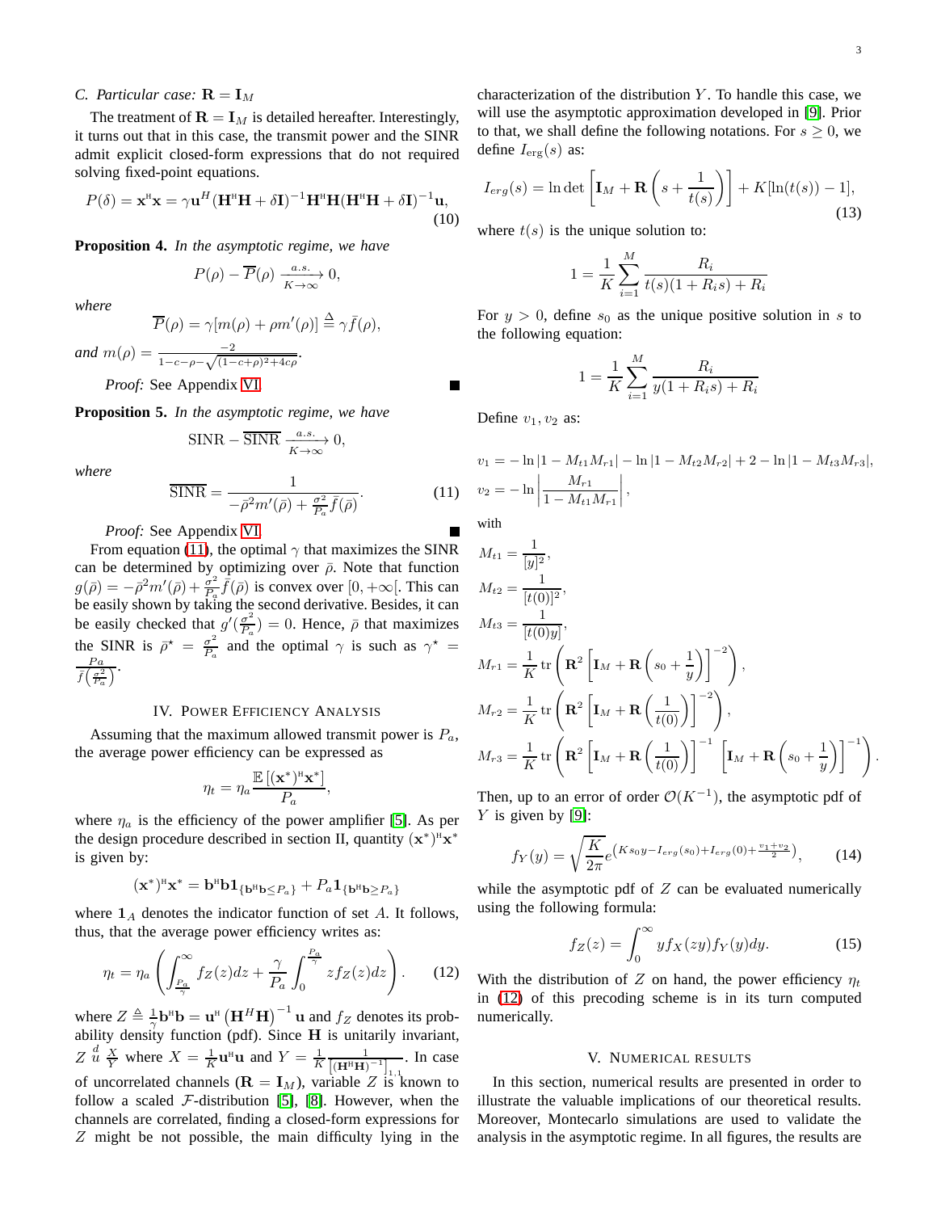### C. Particular case: $\mathbf{R} = \mathbf{I}_M$

The treatment of $\mathbf{R} = \mathbf{I}_M$ is detailed hereafter. Interestingly, it turns out that in this case, the transmit power and the SINR admit explicit closed-form expressions that do not required solving fixed-point equations.

$$P(\delta) = \mathbf{x}^{\mathrm{H}}\mathbf{x} = \gamma \mathbf{u}^{H}(\mathbf{H}^{\mathrm{H}}\mathbf{H} + \delta \mathbf{I})^{-1}\mathbf{H}^{\mathrm{H}}\mathbf{H}(\mathbf{H}^{\mathrm{H}}\mathbf{H} + \delta \mathbf{I})^{-1}\mathbf{u}, \tag{10}$$

**Proposition 4.** *In the asymptotic regime, we have*

$$P(\rho) - \overline{P}(\rho) \xrightarrow[K\to\infty]{a.s.} 0,$$

*where*

$$\overline{P}(\rho) = \gamma[m(\rho) + \rho m'(\rho)] \triangleq \gamma \bar{f}(\rho),$$

*and* $m(\rho) = \frac{-2}{1-c-\rho-\sqrt{(1-c+\rho)^2+4c\rho}}$.

*Proof:* See Appendix VI. ∎

**Proposition 5.** *In the asymptotic regime, we have*

$$\mathrm{SINR} - \overline{\mathrm{SINR}} \xrightarrow[K\to\infty]{a.s.} 0,$$

*where*

$$\overline{\mathrm{SINR}} = \frac{1}{-\bar{\rho}^2 m'(\bar{\rho}) + \frac{\sigma^2}{P_a}\bar{f}(\bar{\rho})}. \tag{11}$$

*Proof:* See Appendix VI. ∎

From equation (11), the optimal $\gamma$ that maximizes the SINR can be determined by optimizing over $\bar{\rho}$. Note that function $g(\bar{\rho}) = -\bar{\rho}^2 m'(\bar{\rho}) + \frac{\sigma^2}{P_a}\bar{f}(\bar{\rho})$ is convex over $[0, +\infty[$. This can be easily shown by taking the second derivative. Besides, it can be easily checked that $g'(\frac{\sigma^2}{P_a}) = 0$. Hence, $\bar{\rho}$ that maximizes the SINR is $\bar{\rho}^\star = \frac{\sigma^2}{P_a}$ and the optimal $\gamma$ is such as $\gamma^\star = \frac{Pa}{\bar{f}\left(\frac{\sigma^2}{P_a}\right)}$.

## IV. Power Efficiency Analysis

Assuming that the maximum allowed transmit power is $P_a$, the average power efficiency can be expressed as

$$\eta_t = \eta_a \frac{\mathbb{E}\left[(\mathbf{x}^*)^{\mathrm{H}}\mathbf{x}^*\right]}{P_a},$$

where $\eta_a$ is the efficiency of the power amplifier [5]. As per the design procedure described in section II, quantity $(\mathbf{x}^*)^{\mathrm{H}}\mathbf{x}^*$ is given by:

$$(\mathbf{x}^*)^{\mathrm{H}}\mathbf{x}^* = \mathbf{b}^{\mathrm{H}}\mathbf{b}\mathbf{1}_{\{\mathbf{b}^{\mathrm{H}}\mathbf{b} \le P_a\}} + P_a \mathbf{1}_{\{\mathbf{b}^{\mathrm{H}}\mathbf{b} \ge P_a\}}$$

where $\mathbf{1}_A$ denotes the indicator function of set $A$. It follows, thus, that the average power efficiency writes as:

$$\eta_t = \eta_a \left( \int_{\frac{P_a}{\gamma}}^{\infty} f_Z(z)dz + \frac{\gamma}{P_a}\int_0^{\frac{P_a}{\gamma}} z f_Z(z)dz \right). \tag{12}$$

where $Z \triangleq \frac{1}{\gamma}\mathbf{b}^{\mathrm{H}}\mathbf{b} = \mathbf{u}^{\mathrm{H}}\left(\mathbf{H}^H\mathbf{H}\right)^{-1}\mathbf{u}$ and $f_Z$ denotes its probability density function (pdf). Since $\mathbf{H}$ is unitarily invariant, $Z \overset{d}{=} \frac{X}{Y}$ where $X = \frac{1}{K}\mathbf{u}^{\mathrm{H}}\mathbf{u}$ and $Y = \frac{1}{K}\frac{1}{\left[(\mathbf{H}^{\mathrm{H}}\mathbf{H})^{-1}\right]_{1,1}}$. In case of uncorrelated channels ($\mathbf{R} = \mathbf{I}_M$), variable $Z$ is known to follow a scaled $\mathcal{F}$-distribution [5], [8]. However, when the channels are correlated, finding a closed-form expressions for $Z$ might be not possible, the main difficulty lying in the characterization of the distribution $Y$. To handle this case, we will use the asymptotic approximation developed in [9]. Prior to that, we shall define the following notations. For $s \ge 0$, we define $I_{\mathrm{erg}}(s)$ as:

$$I_{erg}(s) = \ln\det\left[\mathbf{I}_M + \mathbf{R}\left(s + \frac{1}{t(s)}\right)\right] + K[\ln(t(s)) - 1], \tag{13}$$

where $t(s)$ is the unique solution to:

$$1 = \frac{1}{K}\sum_{i=1}^{M}\frac{R_i}{t(s)(1+R_i s) + R_i}$$

For $y > 0$, define $s_0$ as the unique positive solution in $s$ to the following equation:

$$1 = \frac{1}{K}\sum_{i=1}^{M}\frac{R_i}{y(1+R_i s) + R_i}$$

Define $v_1, v_2$ as:

$$v_1 = -\ln|1 - M_{t1}M_{r1}| - \ln|1 - M_{t2}M_{r2}| + 2 - \ln|1 - M_{t3}M_{r3}|,$$
$$v_2 = -\ln\left|\frac{M_{r1}}{1 - M_{t1}M_{r1}}\right|,$$

with

$$M_{t1} = \frac{1}{[y]^2},$$
$$M_{t2} = \frac{1}{[t(0)]^2},$$
$$M_{t3} = \frac{1}{[t(0)y]},$$
$$M_{r1} = \frac{1}{K}\operatorname{tr}\left(\mathbf{R}^2\left[\mathbf{I}_M + \mathbf{R}\left(s_0 + \frac{1}{y}\right)\right]^{-2}\right),$$
$$M_{r2} = \frac{1}{K}\operatorname{tr}\left(\mathbf{R}^2\left[\mathbf{I}_M + \mathbf{R}\left(\frac{1}{t(0)}\right)\right]^{-2}\right),$$
$$M_{r3} = \frac{1}{K}\operatorname{tr}\left(\mathbf{R}^2\left[\mathbf{I}_M + \mathbf{R}\left(\frac{1}{t(0)}\right)\right]^{-1}\left[\mathbf{I}_M + \mathbf{R}\left(s_0 + \frac{1}{y}\right)\right]^{-1}\right).$$

Then, up to an error of order $\mathcal{O}(K^{-1})$, the asymptotic pdf of $Y$ is given by [9]:

$$f_Y(y) = \sqrt{\frac{K}{2\pi}}e^{\left(Ks_0 y - I_{erg}(s_0) + I_{erg}(0) + \frac{v_1+v_2}{2}\right)}, \tag{14}$$

while the asymptotic pdf of $Z$ can be evaluated numerically using the following formula:

$$f_Z(z) = \int_0^{\infty} y f_X(zy) f_Y(y)dy. \tag{15}$$

With the distribution of $Z$ on hand, the power efficiency $\eta_t$ in (12) of this precoding scheme is in its turn computed numerically.

## V. Numerical Results

In this section, numerical results are presented in order to illustrate the valuable implications of our theoretical results. Moreover, Montecarlo simulations are used to validate the analysis in the asymptotic regime. In all figures, the results are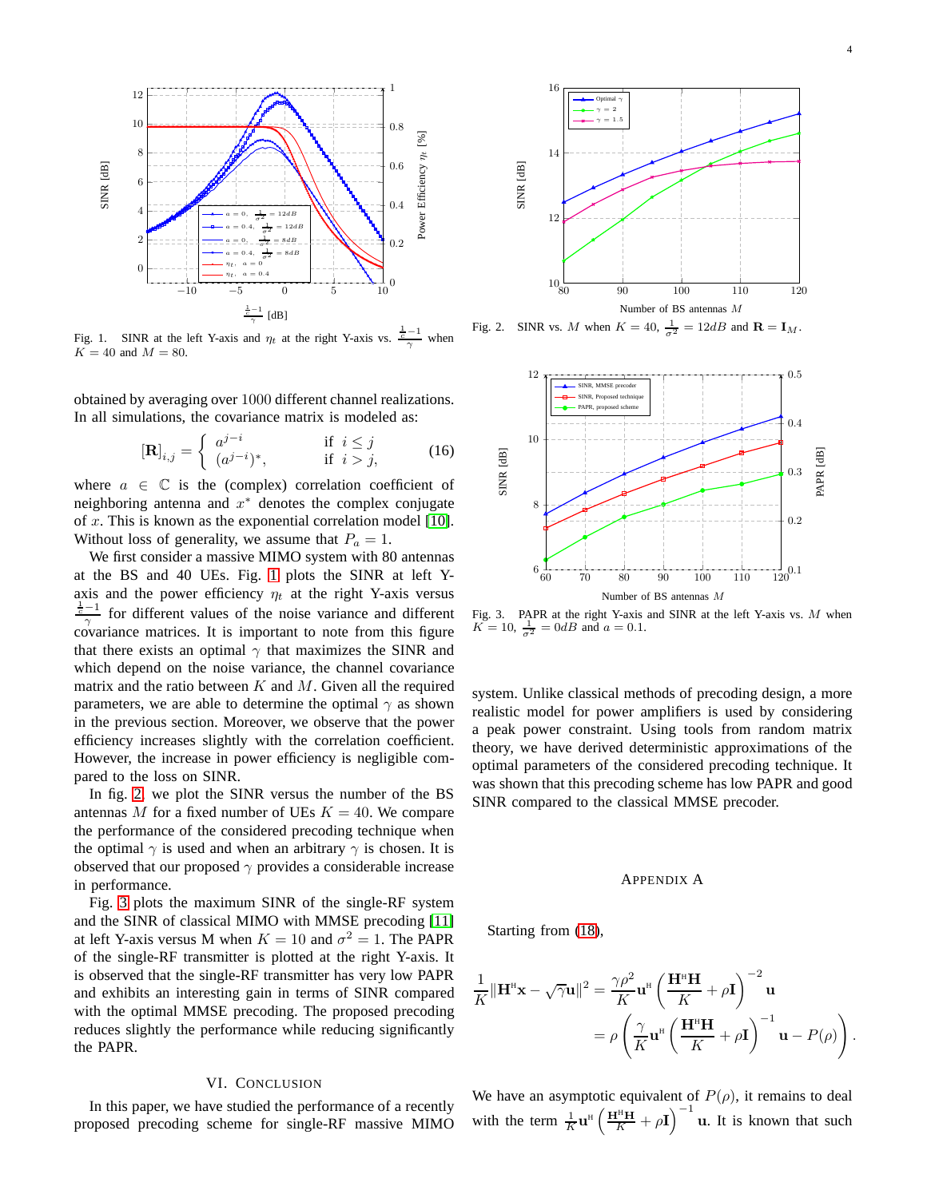Fig. 1. SINR at the left Y-axis and $\eta_t$ at the right Y-axis vs. $\frac{\frac{1}{e}-1}{\gamma}$ when $K = 40$ and $M = 80$.

Fig. 2. SINR vs. $M$ when $K = 40$, $\frac{1}{\sigma^2} = 12dB$ and $\mathbf{R} = \mathbf{I}_M$.

Fig. 3. PAPR at the right Y-axis and SINR at the left Y-axis vs. $M$ when $K = 10$, $\frac{1}{\sigma^2} = 0dB$ and $a = 0.1$.

obtained by averaging over 1000 different channel realizations. In all simulations, the covariance matrix is modeled as:

$$[\mathbf{R}]_{i,j} = \begin{cases} a^{j-i} & \text{if } i \leq j \\ (a^{j-i})^*, & \text{if } i > j, \end{cases} \tag{16}$$

where $a \in \mathbb{C}$ is the (complex) correlation coefficient of neighboring antenna and $x^*$ denotes the complex conjugate of $x$. This is known as the exponential correlation model [10]. Without loss of generality, we assume that $P_a = 1$.

We first consider a massive MIMO system with 80 antennas at the BS and 40 UEs. Fig. 1 plots the SINR at left Y-axis and the power efficiency $\eta_t$ at the right Y-axis versus $\frac{\frac{1}{e}-1}{\gamma}$ for different values of the noise variance and different covariance matrices. It is important to note from this figure that there exists an optimal $\gamma$ that maximizes the SINR and which depend on the noise variance, the channel covariance matrix and the ratio between $K$ and $M$. Given all the required parameters, we are able to determine the optimal $\gamma$ as shown in the previous section. Moreover, we observe that the power efficiency increases slightly with the correlation coefficient. However, the increase in power efficiency is negligible compared to the loss on SINR.

In fig. 2, we plot the SINR versus the number of the BS antennas $M$ for a fixed number of UEs $K = 40$. We compare the performance of the considered precoding technique when the optimal $\gamma$ is used and when an arbitrary $\gamma$ is chosen. It is observed that our proposed $\gamma$ provides a considerable increase in performance.

Fig. 3 plots the maximum SINR of the single-RF system and the SINR of classical MIMO with MMSE precoding [11] at left Y-axis versus M when $K = 10$ and $\sigma^2 = 1$. The PAPR of the single-RF transmitter is plotted at the right Y-axis. It is observed that the single-RF transmitter has very low PAPR and exhibits an interesting gain in terms of SINR compared with the optimal MMSE precoding. The proposed precoding reduces slightly the performance while reducing significantly the PAPR.

## VI. Conclusion

In this paper, we have studied the performance of a recently proposed precoding scheme for single-RF massive MIMO system. Unlike classical methods of precoding design, a more realistic model for power amplifiers is used by considering a peak power constraint. Using tools from random matrix theory, we have derived deterministic approximations of the optimal parameters of the considered precoding technique. It was shown that this precoding scheme has low PAPR and good SINR compared to the classical MMSE precoder.

## Appendix A

Starting from (18),

$$\frac{1}{K}\|\mathbf{H}^{\text{H}}\mathbf{x} - \sqrt{\gamma}\mathbf{u}\|^2 = \frac{\gamma\rho^2}{K}\mathbf{u}^{\text{H}}\left(\frac{\mathbf{H}^{\text{H}}\mathbf{H}}{K} + \rho\mathbf{I}\right)^{-2}\mathbf{u}$$
$$= \rho\left(\frac{\gamma}{K}\mathbf{u}^{\text{H}}\left(\frac{\mathbf{H}^{\text{H}}\mathbf{H}}{K} + \rho\mathbf{I}\right)^{-1}\mathbf{u} - P(\rho)\right).$$

We have an asymptotic equivalent of $P(\rho)$, it remains to deal with the term $\frac{1}{K}\mathbf{u}^{\text{H}}\left(\frac{\mathbf{H}^{\text{H}}\mathbf{H}}{K} + \rho\mathbf{I}\right)^{-1}\mathbf{u}$. It is known that such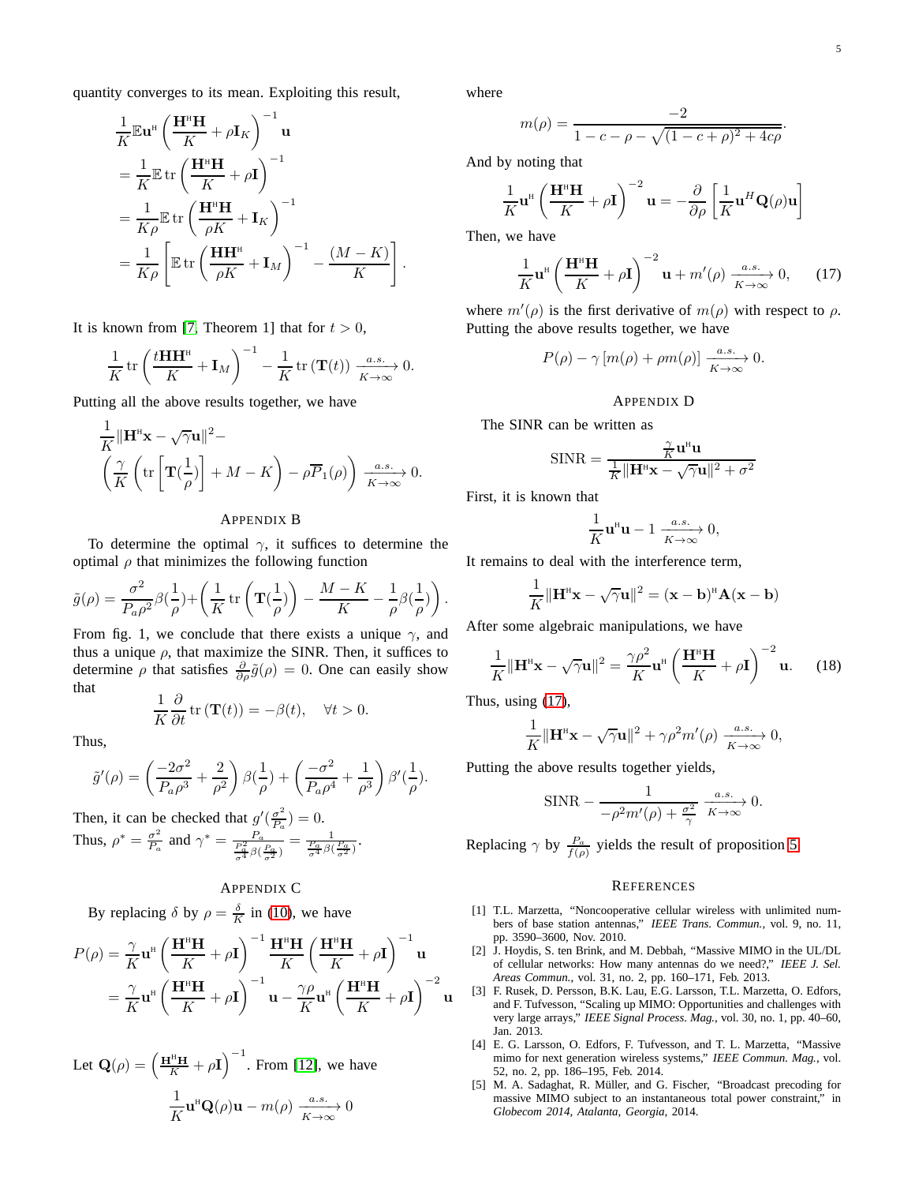quantity converges to its mean. Exploiting this result,

$$
\begin{aligned}
&\frac{1}{K}\mathbb{E}\mathbf{u}^{\text{H}}\left(\frac{\mathbf{H}^{\text{H}}\mathbf{H}}{K}+\rho\mathbf{I}_K\right)^{-1}\mathbf{u} \\
&=\frac{1}{K}\mathbb{E}\operatorname{tr}\left(\frac{\mathbf{H}^{\text{H}}\mathbf{H}}{K}+\rho\mathbf{I}\right)^{-1} \\
&=\frac{1}{K\rho}\mathbb{E}\operatorname{tr}\left(\frac{\mathbf{H}^{\text{H}}\mathbf{H}}{\rho K}+\mathbf{I}_K\right)^{-1} \\
&=\frac{1}{K\rho}\left[\mathbb{E}\operatorname{tr}\left(\frac{\mathbf{H}\mathbf{H}^{\text{H}}}{\rho K}+\mathbf{I}_M\right)^{-1}-\frac{(M-K)}{K}\right].
\end{aligned}
$$

It is known from [7, Theorem 1] that for $t>0$,

$$
\frac{1}{K}\operatorname{tr}\left(\frac{t\mathbf{H}\mathbf{H}^{\text{H}}}{K}+\mathbf{I}_M\right)^{-1}-\frac{1}{K}\operatorname{tr}\left(\mathbf{T}(t)\right)\xrightarrow[K\to\infty]{a.s.}0.
$$

Putting all the above results together, we have

$$
\begin{aligned}
&\frac{1}{K}\|\mathbf{H}^{\text{H}}\mathbf{x}-\sqrt{\gamma}\mathbf{u}\|^2- \\
&\left(\frac{\gamma}{K}\left(\operatorname{tr}\left[\mathbf{T}(\frac{1}{\rho})\right]+M-K\right)-\rho\overline{P}_1(\rho)\right)\xrightarrow[K\to\infty]{a.s.}0.
\end{aligned}
$$

## Appendix B

To determine the optimal $\gamma$, it suffices to determine the optimal $\rho$ that minimizes the following function

$$
\tilde{g}(\rho)=\frac{\sigma^2}{P_a\rho^2}\beta(\frac{1}{\rho})+\left(\frac{1}{K}\operatorname{tr}\left(\mathbf{T}(\frac{1}{\rho})\right)-\frac{M-K}{K}-\frac{1}{\rho}\beta(\frac{1}{\rho})\right).
$$

From fig. 1, we conclude that there exists a unique $\gamma$, and thus a unique $\rho$, that maximize the SINR. Then, it suffices to determine $\rho$ that satisfies $\frac{\partial}{\partial\rho}\tilde{g}(\rho)=0$. One can easily show that

$$
\frac{1}{K}\frac{\partial}{\partial t}\operatorname{tr}\left(\mathbf{T}(t)\right)=-\beta(t),\quad\forall t>0.
$$

Thus,

$$
\tilde{g}'(\rho)=\left(\frac{-2\sigma^2}{P_a\rho^3}+\frac{2}{\rho^2}\right)\beta(\frac{1}{\rho})+\left(\frac{-\sigma^2}{P_a\rho^4}+\frac{1}{\rho^3}\right)\beta'(\frac{1}{\rho}).
$$

Then, it can be checked that $g'(\frac{\sigma^2}{P_a})=0$.
Thus, $\rho^*=\frac{\sigma^2}{P_a}$ and $\gamma^*=\frac{P_a}{\frac{P_a^2}{\sigma^4}\beta(\frac{P_a}{\sigma^2})}=\frac{1}{\frac{P_a}{\sigma^4}\beta(\frac{P_a}{\sigma^2})}$.

## Appendix C

By replacing $\delta$ by $\rho=\frac{\delta}{K}$ in (10), we have

$$
\begin{aligned}
P(\rho)&=\frac{\gamma}{K}\mathbf{u}^{\text{H}}\left(\frac{\mathbf{H}^{\text{H}}\mathbf{H}}{K}+\rho\mathbf{I}\right)^{-1}\frac{\mathbf{H}^{\text{H}}\mathbf{H}}{K}\left(\frac{\mathbf{H}^{\text{H}}\mathbf{H}}{K}+\rho\mathbf{I}\right)^{-1}\mathbf{u} \\
&=\frac{\gamma}{K}\mathbf{u}^{\text{H}}\left(\frac{\mathbf{H}^{\text{H}}\mathbf{H}}{K}+\rho\mathbf{I}\right)^{-1}\mathbf{u}-\frac{\gamma\rho}{K}\mathbf{u}^{\text{H}}\left(\frac{\mathbf{H}^{\text{H}}\mathbf{H}}{K}+\rho\mathbf{I}\right)^{-2}\mathbf{u}
\end{aligned}
$$

Let $\mathbf{Q}(\rho)=\left(\frac{\mathbf{H}^{\text{H}}\mathbf{H}}{K}+\rho\mathbf{I}\right)^{-1}$. From [12], we have

$$
\frac{1}{K}\mathbf{u}^{\text{H}}\mathbf{Q}(\rho)\mathbf{u}-m(\rho)\xrightarrow[K\to\infty]{a.s.}0
$$

where

$$
m(\rho)=\frac{-2}{1-c-\rho-\sqrt{(1-c+\rho)^2+4c\rho}}.
$$

And by noting that

$$
\frac{1}{K}\mathbf{u}^{\text{H}}\left(\frac{\mathbf{H}^{\text{H}}\mathbf{H}}{K}+\rho\mathbf{I}\right)^{-2}\mathbf{u}=-\frac{\partial}{\partial\rho}\left[\frac{1}{K}\mathbf{u}^H\mathbf{Q}(\rho)\mathbf{u}\right]
$$

Then, we have

$$
\frac{1}{K}\mathbf{u}^{\text{H}}\left(\frac{\mathbf{H}^{\text{H}}\mathbf{H}}{K}+\rho\mathbf{I}\right)^{-2}\mathbf{u}+m'(\rho)\xrightarrow[K\to\infty]{a.s.}0, \tag{17}
$$

where $m'(\rho)$ is the first derivative of $m(\rho)$ with respect to $\rho$. Putting the above results together, we have

$$
P(\rho)-\gamma\left[m(\rho)+\rho m(\rho)\right]\xrightarrow[K\to\infty]{a.s.}0.
$$

## Appendix D

The SINR can be written as

$$
\text{SINR}=\frac{\frac{\gamma}{K}\mathbf{u}^{\text{H}}\mathbf{u}}{\frac{1}{K}\|\mathbf{H}^{\text{H}}\mathbf{x}-\sqrt{\gamma}\mathbf{u}\|^2+\sigma^2}
$$

First, it is known that

$$
\frac{1}{K}\mathbf{u}^{\text{H}}\mathbf{u}-1\xrightarrow[K\to\infty]{a.s.}0,
$$

It remains to deal with the interference term,

$$
\frac{1}{K}\|\mathbf{H}^{\text{H}}\mathbf{x}-\sqrt{\gamma}\mathbf{u}\|^2=(\mathbf{x}-\mathbf{b})^{\text{H}}\mathbf{A}(\mathbf{x}-\mathbf{b})
$$

After some algebraic manipulations, we have

$$
\frac{1}{K}\|\mathbf{H}^{\text{H}}\mathbf{x}-\sqrt{\gamma}\mathbf{u}\|^2=\frac{\gamma\rho^2}{K}\mathbf{u}^{\text{H}}\left(\frac{\mathbf{H}^{\text{H}}\mathbf{H}}{K}+\rho\mathbf{I}\right)^{-2}\mathbf{u}. \tag{18}
$$

Thus, using (17),

$$
\frac{1}{K}\|\mathbf{H}^{\text{H}}\mathbf{x}-\sqrt{\gamma}\mathbf{u}\|^2+\gamma\rho^2m'(\rho)\xrightarrow[K\to\infty]{a.s.}0,
$$

Putting the above results together yields,

$$
\text{SINR}-\frac{1}{-\rho^2m'(\rho)+\frac{\sigma^2}{\gamma}}\xrightarrow[K\to\infty]{a.s.}0.
$$

Replacing $\gamma$ by $\frac{P_a}{f(\rho)}$ yields the result of proposition 5.

## References

[1] T.L. Marzetta, "Noncooperative cellular wireless with unlimited numbers of base station antennas," *IEEE Trans. Commun.*, vol. 9, no. 11, pp. 3590–3600, Nov. 2010.

[2] J. Hoydis, S. ten Brink, and M. Debbah, "Massive MIMO in the UL/DL of cellular networks: How many antennas do we need?," *IEEE J. Sel. Areas Commun.*, vol. 31, no. 2, pp. 160–171, Feb. 2013.

[3] F. Rusek, D. Persson, B.K. Lau, E.G. Larsson, T.L. Marzetta, O. Edfors, and F. Tufvesson, "Scaling up MIMO: Opportunities and challenges with very large arrays," *IEEE Signal Process. Mag.*, vol. 30, no. 1, pp. 40–60, Jan. 2013.

[4] E. G. Larsson, O. Edfors, F. Tufvesson, and T. L. Marzetta, "Massive mimo for next generation wireless systems," *IEEE Commun. Mag.*, vol. 52, no. 2, pp. 186–195, Feb. 2014.

[5] M. A. Sadaghat, R. Müller, and G. Fischer, "Broadcast precoding for massive MIMO subject to an instantaneous total power constraint," in *Globecom 2014, Atalanta, Georgia*, 2014.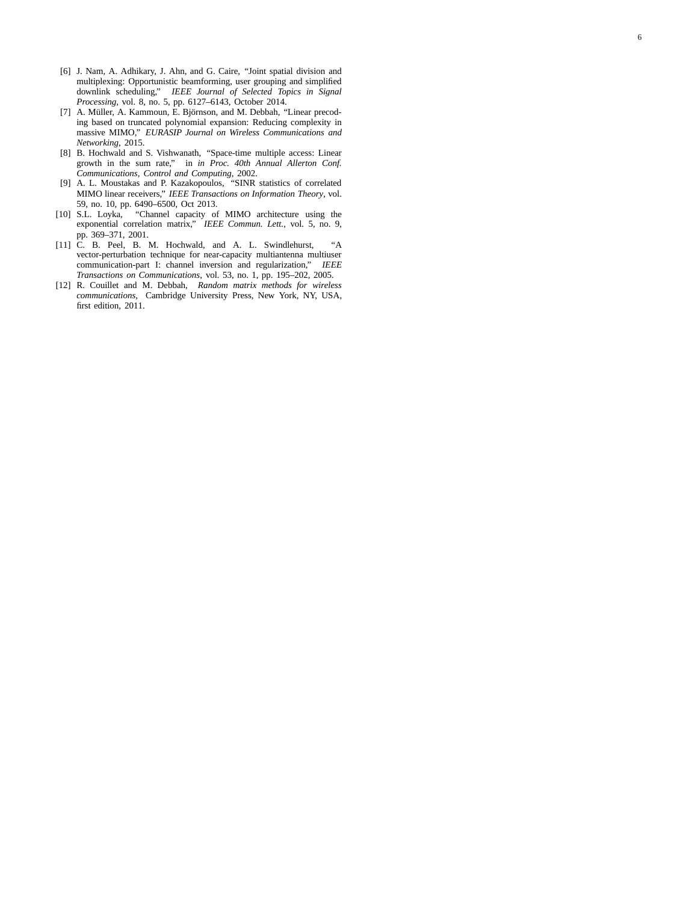[6] J. Nam, A. Adhikary, J. Ahn, and G. Caire, "Joint spatial division and multiplexing: Opportunistic beamforming, user grouping and simplified downlink scheduling," *IEEE Journal of Selected Topics in Signal Processing*, vol. 8, no. 5, pp. 6127–6143, October 2014.

[7] A. Müller, A. Kammoun, E. Björnson, and M. Debbah, "Linear precoding based on truncated polynomial expansion: Reducing complexity in massive MIMO," *EURASIP Journal on Wireless Communications and Networking*, 2015.

[8] B. Hochwald and S. Vishwanath, "Space-time multiple access: Linear growth in the sum rate," in *in Proc. 40th Annual Allerton Conf. Communications, Control and Computing*, 2002.

[9] A. L. Moustakas and P. Kazakopoulos, "SINR statistics of correlated MIMO linear receivers," *IEEE Transactions on Information Theory*, vol. 59, no. 10, pp. 6490–6500, Oct 2013.

[10] S.L. Loyka, "Channel capacity of MIMO architecture using the exponential correlation matrix," *IEEE Commun. Lett.*, vol. 5, no. 9, pp. 369–371, 2001.

[11] C. B. Peel, B. M. Hochwald, and A. L. Swindlehurst, "A vector-perturbation technique for near-capacity multiantenna multiuser communication-part I: channel inversion and regularization," *IEEE Transactions on Communications*, vol. 53, no. 1, pp. 195–202, 2005.

[12] R. Couillet and M. Debbah, *Random matrix methods for wireless communications*, Cambridge University Press, New York, NY, USA, first edition, 2011.